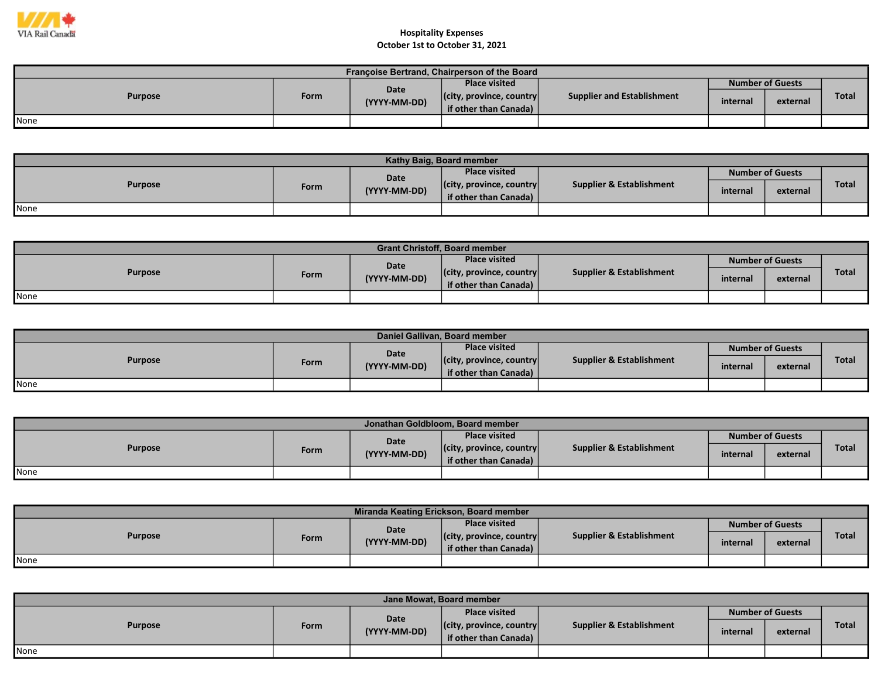VIA Rail Canada

# Hospitality Expenses
## October 1st to October 31, 2021

| Françoise Bertrand, Chairperson of the Board | | | | | | | |
|---|---|---|---|---|---|---|---|
| Purpose | Form | Date (YYYY-MM-DD) | Place visited (city, province, country if other than Canada) | Supplier and Establishment | Number of Guests | | Total |
| | | | | | internal | external | |
| None | | | | | | | |

| Kathy Baig, Board member | | | | | | | |
|---|---|---|---|---|---|---|---|
| Purpose | Form | Date (YYYY-MM-DD) | Place visited (city, province, country if other than Canada) | Supplier & Establishment | Number of Guests | | Total |
| | | | | | internal | external | |
| None | | | | | | | |

| Grant Christoff, Board member | | | | | | | |
|---|---|---|---|---|---|---|---|
| Purpose | Form | Date (YYYY-MM-DD) | Place visited (city, province, country if other than Canada) | Supplier & Establishment | Number of Guests | | Total |
| | | | | | internal | external | |
| None | | | | | | | |

| Daniel Gallivan, Board member | | | | | | | |
|---|---|---|---|---|---|---|---|
| Purpose | Form | Date (YYYY-MM-DD) | Place visited (city, province, country if other than Canada) | Supplier & Establishment | Number of Guests | | Total |
| | | | | | internal | external | |
| None | | | | | | | |

| Jonathan Goldbloom, Board member | | | | | | | |
|---|---|---|---|---|---|---|---|
| Purpose | Form | Date (YYYY-MM-DD) | Place visited (city, province, country if other than Canada) | Supplier & Establishment | Number of Guests | | Total |
| | | | | | internal | external | |
| None | | | | | | | |

| Miranda Keating Erickson, Board member | | | | | | | |
|---|---|---|---|---|---|---|---|
| Purpose | Form | Date (YYYY-MM-DD) | Place visited (city, province, country if other than Canada) | Supplier & Establishment | Number of Guests | | Total |
| | | | | | internal | external | |
| None | | | | | | | |

| Jane Mowat, Board member | | | | | | | |
|---|---|---|---|---|---|---|---|
| Purpose | Form | Date (YYYY-MM-DD) | Place visited (city, province, country if other than Canada) | Supplier & Establishment | Number of Guests | | Total |
| | | | | | internal | external | |
| None | | | | | | | |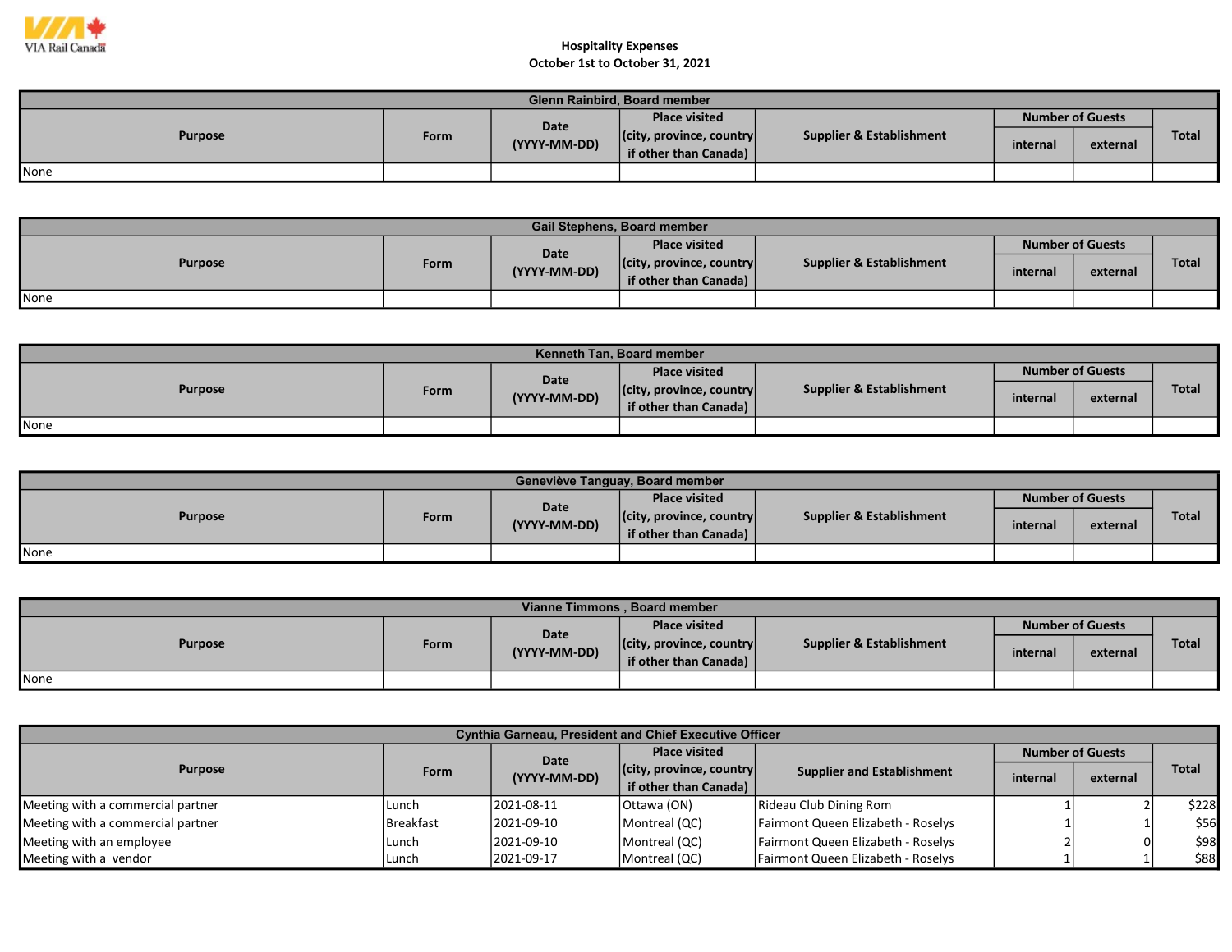VIA Rail Canada

**Hospitality Expenses**
**October 1st to October 31, 2021**

| Glenn Rainbird, Board member | | | | | | | |
|---|---|---|---|---|---|---|---|
| Purpose | Form | Date (YYYY-MM-DD) | Place visited (city, province, country if other than Canada) | Supplier & Establishment | Number of Guests | | Total |
| | | | | | internal | external | |
| None | | | | | | | |

| Gail Stephens, Board member | | | | | | | |
|---|---|---|---|---|---|---|---|
| Purpose | Form | Date (YYYY-MM-DD) | Place visited (city, province, country if other than Canada) | Supplier & Establishment | Number of Guests | | Total |
| | | | | | internal | external | |
| None | | | | | | | |

| Kenneth Tan, Board member | | | | | | | |
|---|---|---|---|---|---|---|---|
| Purpose | Form | Date (YYYY-MM-DD) | Place visited (city, province, country if other than Canada) | Supplier & Establishment | Number of Guests | | Total |
| | | | | | internal | external | |
| None | | | | | | | |

| Geneviève Tanguay, Board member | | | | | | | |
|---|---|---|---|---|---|---|---|
| Purpose | Form | Date (YYYY-MM-DD) | Place visited (city, province, country if other than Canada) | Supplier & Establishment | Number of Guests | | Total |
| | | | | | internal | external | |
| None | | | | | | | |

| Vianne Timmons , Board member | | | | | | | |
|---|---|---|---|---|---|---|---|
| Purpose | Form | Date (YYYY-MM-DD) | Place visited (city, province, country if other than Canada) | Supplier & Establishment | Number of Guests | | Total |
| | | | | | internal | external | |
| None | | | | | | | |

| Cynthia Garneau, President and Chief Executive Officer | | | | | | | |
|---|---|---|---|---|---|---|---|
| Purpose | Form | Date (YYYY-MM-DD) | Place visited (city, province, country if other than Canada) | Supplier and Establishment | Number of Guests | | Total |
| | | | | | internal | external | |
| Meeting with a commercial partner | Lunch | 2021-08-11 | Ottawa (ON) | Rideau Club Dining Rom | 1 | 2 | $228 |
| Meeting with a commercial partner | Breakfast | 2021-09-10 | Montreal (QC) | Fairmont Queen Elizabeth - Roselys | 1 | 1 | $56 |
| Meeting with an employee | Lunch | 2021-09-10 | Montreal (QC) | Fairmont Queen Elizabeth - Roselys | 2 | 0 | $98 |
| Meeting with a vendor | Lunch | 2021-09-17 | Montreal (QC) | Fairmont Queen Elizabeth - Roselys | 1 | 1 | $88 |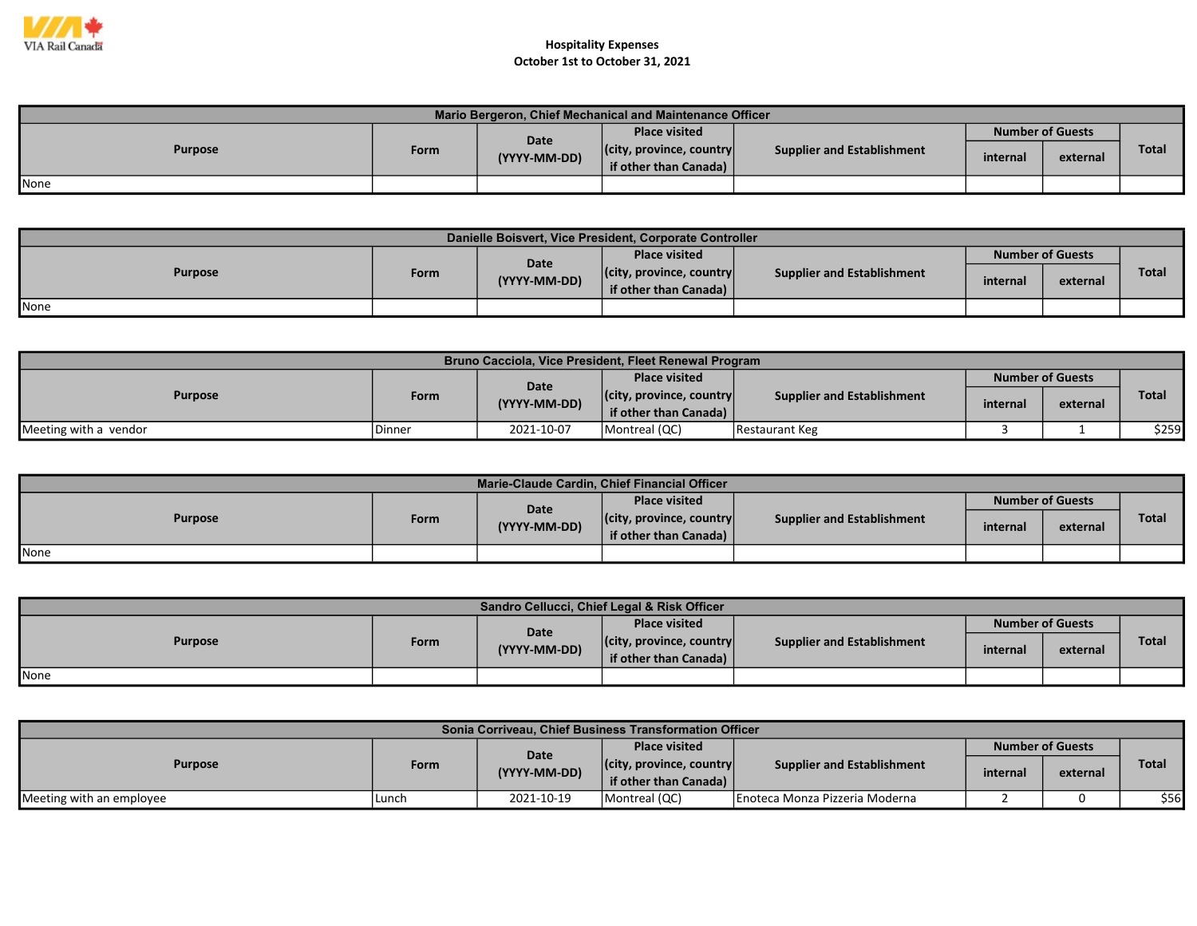VIA Rail Canada

# Hospitality Expenses
## October 1st to October 31, 2021

| Mario Bergeron, Chief Mechanical and Maintenance Officer | | | | | | | |
|---|---|---|---|---|---|---|---|
| Purpose | Form | Date (YYYY-MM-DD) | Place visited (city, province, country if other than Canada) | Supplier and Establishment | Number of Guests | | Total |
| | | | | | internal | external | |
| None | | | | | | | |

| Danielle Boisvert, Vice President, Corporate Controller | | | | | | | |
|---|---|---|---|---|---|---|---|
| Purpose | Form | Date (YYYY-MM-DD) | Place visited (city, province, country if other than Canada) | Supplier and Establishment | Number of Guests | | Total |
| | | | | | internal | external | |
| None | | | | | | | |

| Bruno Cacciola, Vice President, Fleet Renewal Program | | | | | | | |
|---|---|---|---|---|---|---|---|
| Purpose | Form | Date (YYYY-MM-DD) | Place visited (city, province, country if other than Canada) | Supplier and Establishment | Number of Guests | | Total |
| | | | | | internal | external | |
| Meeting with a vendor | Dinner | 2021-10-07 | Montreal (QC) | Restaurant Keg | 3 | 1 | $259 |

| Marie-Claude Cardin, Chief Financial Officer | | | | | | | |
|---|---|---|---|---|---|---|---|
| Purpose | Form | Date (YYYY-MM-DD) | Place visited (city, province, country if other than Canada) | Supplier and Establishment | Number of Guests | | Total |
| | | | | | internal | external | |
| None | | | | | | | |

| Sandro Cellucci, Chief Legal & Risk Officer | | | | | | | |
|---|---|---|---|---|---|---|---|
| Purpose | Form | Date (YYYY-MM-DD) | Place visited (city, province, country if other than Canada) | Supplier and Establishment | Number of Guests | | Total |
| | | | | | internal | external | |
| None | | | | | | | |

| Sonia Corriveau, Chief Business Transformation Officer | | | | | | | |
|---|---|---|---|---|---|---|---|
| Purpose | Form | Date (YYYY-MM-DD) | Place visited (city, province, country if other than Canada) | Supplier and Establishment | Number of Guests | | Total |
| | | | | | internal | external | |
| Meeting with an employee | Lunch | 2021-10-19 | Montreal (QC) | Enoteca Monza Pizzeria Moderna | 2 | 0 | $56 |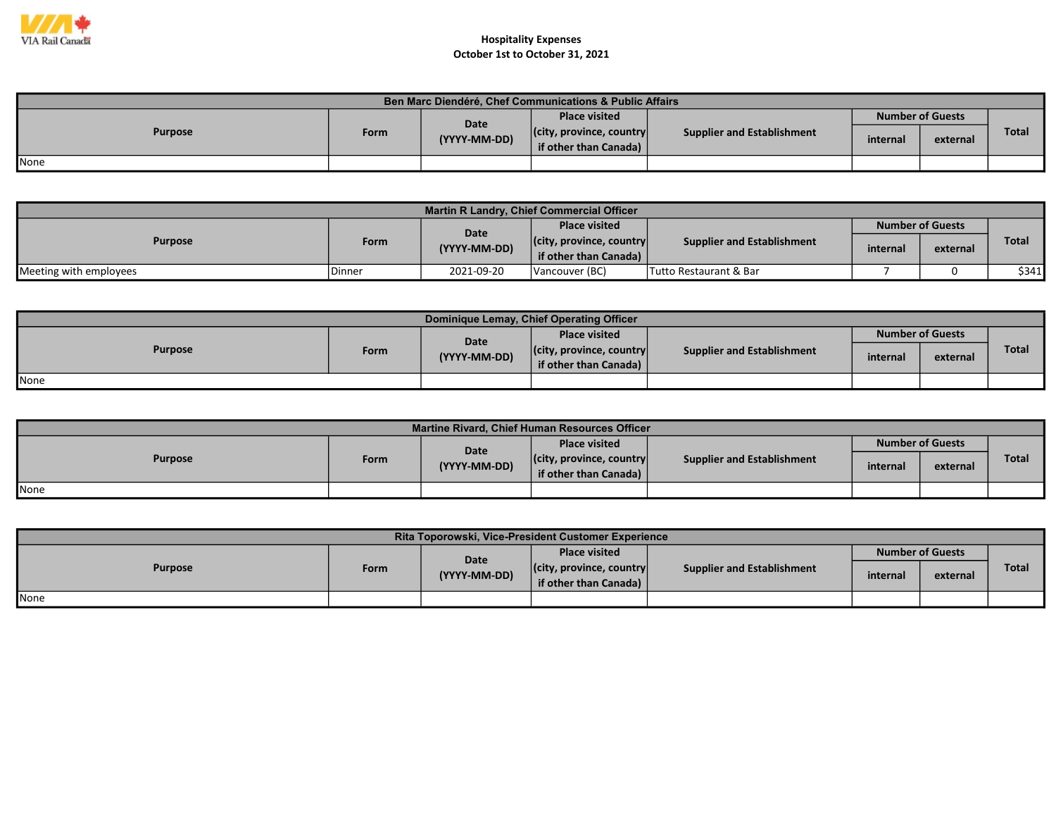VIA Rail Canada

# Hospitality Expenses
## October 1st to October 31, 2021

| Ben Marc Diendéré, Chef Communications & Public Affairs | | | | | | | |
|---|---|---|---|---|---|---|---|
| Purpose | Form | Date (YYYY-MM-DD) | Place visited (city, province, country if other than Canada) | Supplier and Establishment | Number of Guests | | Total |
| | | | | | internal | external | |
| None | | | | | | | |

| Martin R Landry, Chief Commercial Officer | | | | | | | |
|---|---|---|---|---|---|---|---|
| Purpose | Form | Date (YYYY-MM-DD) | Place visited (city, province, country if other than Canada) | Supplier and Establishment | Number of Guests | | Total |
| | | | | | internal | external | |
| Meeting with employees | Dinner | 2021-09-20 | Vancouver (BC) | Tutto Restaurant & Bar | 7 | 0 | $341 |

| Dominique Lemay, Chief Operating Officer | | | | | | | |
|---|---|---|---|---|---|---|---|
| Purpose | Form | Date (YYYY-MM-DD) | Place visited (city, province, country if other than Canada) | Supplier and Establishment | Number of Guests | | Total |
| | | | | | internal | external | |
| None | | | | | | | |

| Martine Rivard, Chief Human Resources Officer | | | | | | | |
|---|---|---|---|---|---|---|---|
| Purpose | Form | Date (YYYY-MM-DD) | Place visited (city, province, country if other than Canada) | Supplier and Establishment | Number of Guests | | Total |
| | | | | | internal | external | |
| None | | | | | | | |

| Rita Toporowski, Vice-President Customer Experience | | | | | | | |
|---|---|---|---|---|---|---|---|
| Purpose | Form | Date (YYYY-MM-DD) | Place visited (city, province, country if other than Canada) | Supplier and Establishment | Number of Guests | | Total |
| | | | | | internal | external | |
| None | | | | | | | |